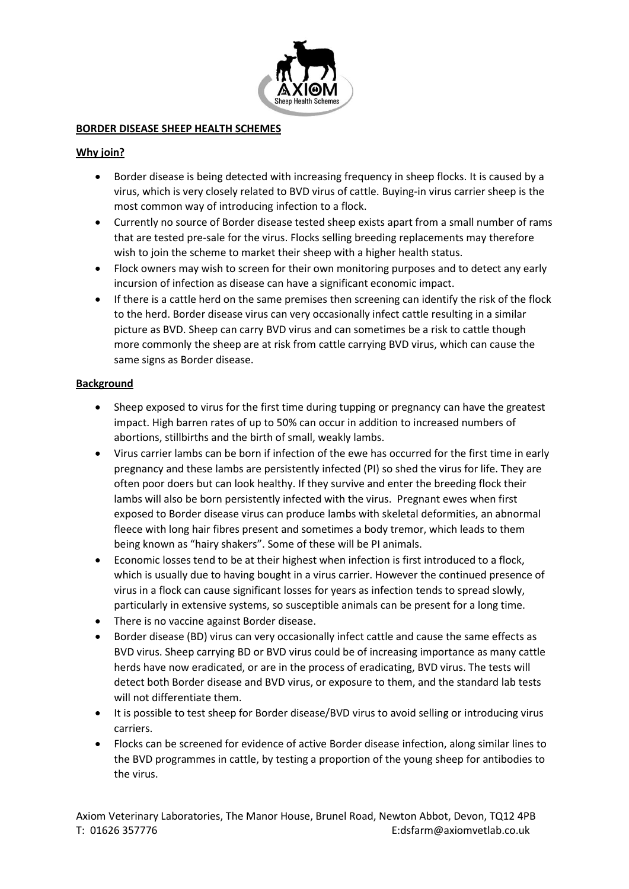**BORDER DISEASE SHEEP HEALTH SCHEMES**

**Why join?**

- Border disease is being detected with increasing frequency in sheep flocks. It is caused by a virus, which is very closely related to BVD virus of cattle. Buying-in virus carrier sheep is the most common way of introducing infection to a flock.
- Currently no source of Border disease tested sheep exists apart from a small number of rams that are tested pre-sale for the virus. Flocks selling breeding replacements may therefore wish to join the scheme to market their sheep with a higher health status.
- Flock owners may wish to screen for their own monitoring purposes and to detect any early incursion of infection as disease can have a significant economic impact.
- If there is a cattle herd on the same premises then screening can identify the risk of the flock to the herd. Border disease virus can very occasionally infect cattle resulting in a similar picture as BVD. Sheep can carry BVD virus and can sometimes be a risk to cattle though more commonly the sheep are at risk from cattle carrying BVD virus, which can cause the same signs as Border disease.

**Background**

- Sheep exposed to virus for the first time during tupping or pregnancy can have the greatest impact. High barren rates of up to 50% can occur in addition to increased numbers of abortions, stillbirths and the birth of small, weakly lambs.
- Virus carrier lambs can be born if infection of the ewe has occurred for the first time in early pregnancy and these lambs are persistently infected (PI) so shed the virus for life. They are often poor doers but can look healthy. If they survive and enter the breeding flock their lambs will also be born persistently infected with the virus. Pregnant ewes when first exposed to Border disease virus can produce lambs with skeletal deformities, an abnormal fleece with long hair fibres present and sometimes a body tremor, which leads to them being known as "hairy shakers". Some of these will be PI animals.
- Economic losses tend to be at their highest when infection is first introduced to a flock, which is usually due to having bought in a virus carrier. However the continued presence of virus in a flock can cause significant losses for years as infection tends to spread slowly, particularly in extensive systems, so susceptible animals can be present for a long time.
- There is no vaccine against Border disease.
- Border disease (BD) virus can very occasionally infect cattle and cause the same effects as BVD virus. Sheep carrying BD or BVD virus could be of increasing importance as many cattle herds have now eradicated, or are in the process of eradicating, BVD virus. The tests will detect both Border disease and BVD virus, or exposure to them, and the standard lab tests will not differentiate them.
- It is possible to test sheep for Border disease/BVD virus to avoid selling or introducing virus carriers.
- Flocks can be screened for evidence of active Border disease infection, along similar lines to the BVD programmes in cattle, by testing a proportion of the young sheep for antibodies to the virus.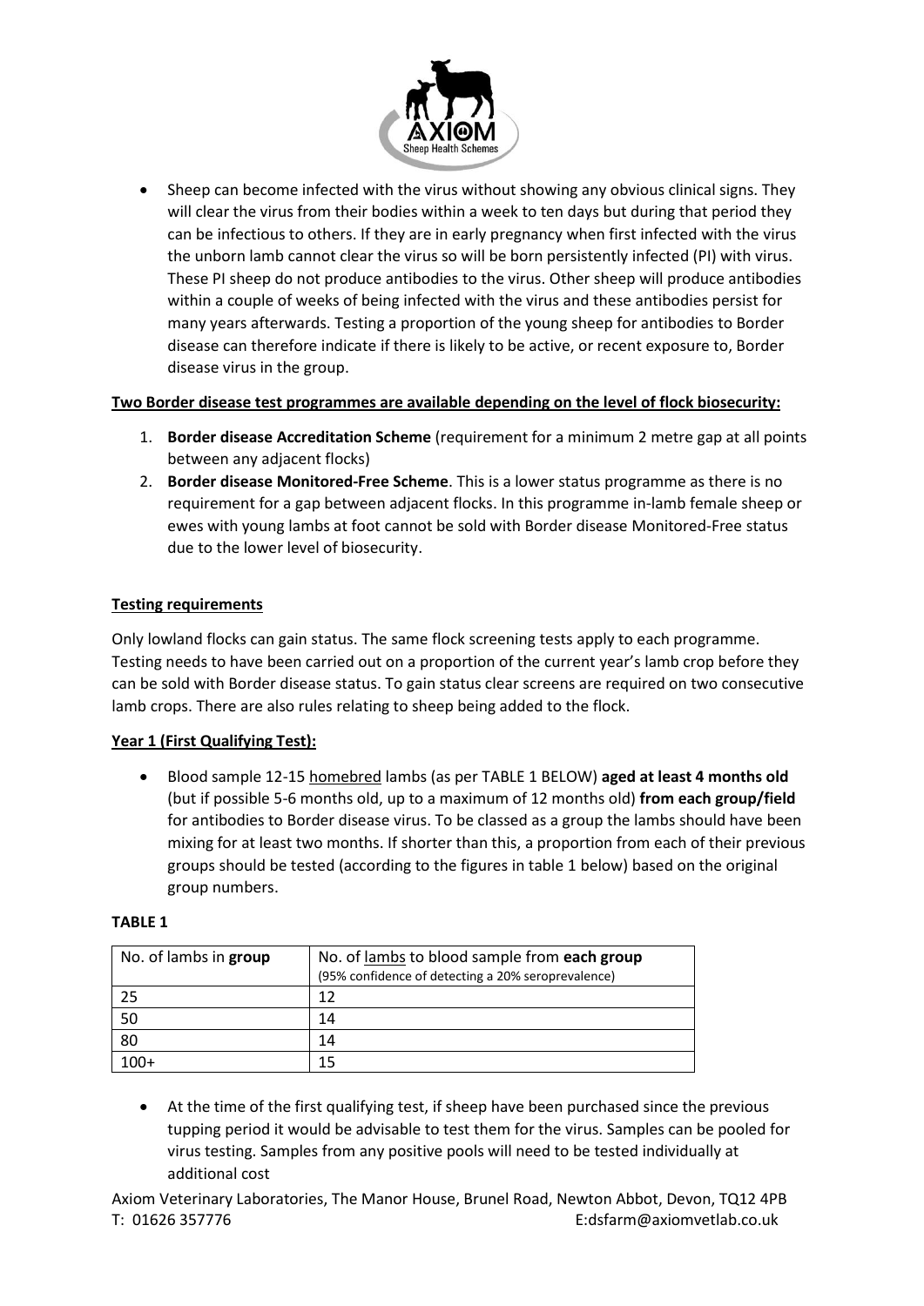- Sheep can become infected with the virus without showing any obvious clinical signs. They will clear the virus from their bodies within a week to ten days but during that period they can be infectious to others. If they are in early pregnancy when first infected with the virus the unborn lamb cannot clear the virus so will be born persistently infected (PI) with virus. These PI sheep do not produce antibodies to the virus. Other sheep will produce antibodies within a couple of weeks of being infected with the virus and these antibodies persist for many years afterwards. Testing a proportion of the young sheep for antibodies to Border disease can therefore indicate if there is likely to be active, or recent exposure to, Border disease virus in the group.

**Two Border disease test programmes are available depending on the level of flock biosecurity:**

1. **Border disease Accreditation Scheme** (requirement for a minimum 2 metre gap at all points between any adjacent flocks)
2. **Border disease Monitored-Free Scheme**. This is a lower status programme as there is no requirement for a gap between adjacent flocks. In this programme in-lamb female sheep or ewes with young lambs at foot cannot be sold with Border disease Monitored-Free status due to the lower level of biosecurity.

**Testing requirements**

Only lowland flocks can gain status. The same flock screening tests apply to each programme. Testing needs to have been carried out on a proportion of the current year's lamb crop before they can be sold with Border disease status. To gain status clear screens are required on two consecutive lamb crops. There are also rules relating to sheep being added to the flock.

**Year 1 (First Qualifying Test):**

- Blood sample 12-15 homebred lambs (as per TABLE 1 BELOW) **aged at least 4 months old** (but if possible 5-6 months old, up to a maximum of 12 months old) **from each group/field** for antibodies to Border disease virus. To be classed as a group the lambs should have been mixing for at least two months. If shorter than this, a proportion from each of their previous groups should be tested (according to the figures in table 1 below) based on the original group numbers.

**TABLE 1**

| No. of lambs in **group** | No. of lambs to blood sample from **each group** (95% confidence of detecting a 20% seroprevalence) |
|---|---|
| 25 | 12 |
| 50 | 14 |
| 80 | 14 |
| 100+ | 15 |

- At the time of the first qualifying test, if sheep have been purchased since the previous tupping period it would be advisable to test them for the virus. Samples can be pooled for virus testing. Samples from any positive pools will need to be tested individually at additional cost

Axiom Veterinary Laboratories, The Manor House, Brunel Road, Newton Abbot, Devon, TQ12 4PB
T: 01626 357776 E:dsfarm@axiomvetlab.co.uk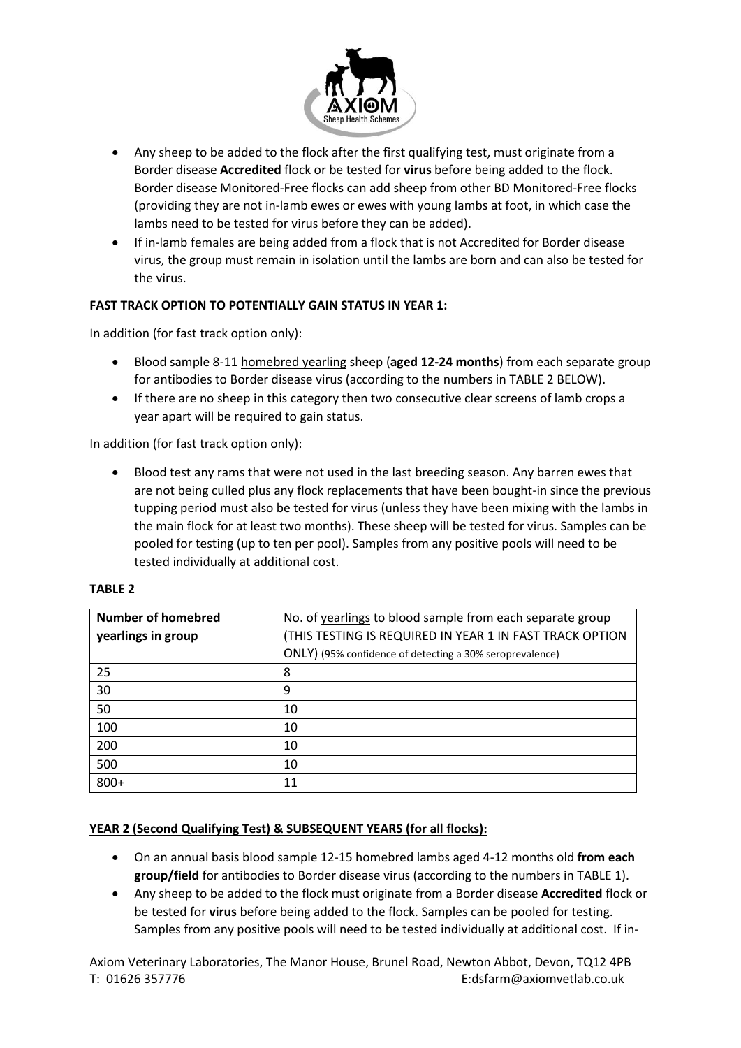- Any sheep to be added to the flock after the first qualifying test, must originate from a Border disease **Accredited** flock or be tested for **virus** before being added to the flock. Border disease Monitored-Free flocks can add sheep from other BD Monitored-Free flocks (providing they are not in-lamb ewes or ewes with young lambs at foot, in which case the lambs need to be tested for virus before they can be added).
- If in-lamb females are being added from a flock that is not Accredited for Border disease virus, the group must remain in isolation until the lambs are born and can also be tested for the virus.

**FAST TRACK OPTION TO POTENTIALLY GAIN STATUS IN YEAR 1:**

In addition (for fast track option only):

- Blood sample 8-11 homebred yearling sheep (**aged 12-24 months**) from each separate group for antibodies to Border disease virus (according to the numbers in TABLE 2 BELOW).
- If there are no sheep in this category then two consecutive clear screens of lamb crops a year apart will be required to gain status.

In addition (for fast track option only):

- Blood test any rams that were not used in the last breeding season. Any barren ewes that are not being culled plus any flock replacements that have been bought-in since the previous tupping period must also be tested for virus (unless they have been mixing with the lambs in the main flock for at least two months). These sheep will be tested for virus. Samples can be pooled for testing (up to ten per pool). Samples from any positive pools will need to be tested individually at additional cost.

**TABLE 2**

| Number of homebred yearlings in group | No. of yearlings to blood sample from each separate group (THIS TESTING IS REQUIRED IN YEAR 1 IN FAST TRACK OPTION ONLY) (95% confidence of detecting a 30% seroprevalence) |
|---|---|
| 25 | 8 |
| 30 | 9 |
| 50 | 10 |
| 100 | 10 |
| 200 | 10 |
| 500 | 10 |
| 800+ | 11 |

**YEAR 2 (Second Qualifying Test) & SUBSEQUENT YEARS (for all flocks):**

- On an annual basis blood sample 12-15 homebred lambs aged 4-12 months old **from each group/field** for antibodies to Border disease virus (according to the numbers in TABLE 1).
- Any sheep to be added to the flock must originate from a Border disease **Accredited** flock or be tested for **virus** before being added to the flock. Samples can be pooled for testing. Samples from any positive pools will need to be tested individually at additional cost. If in-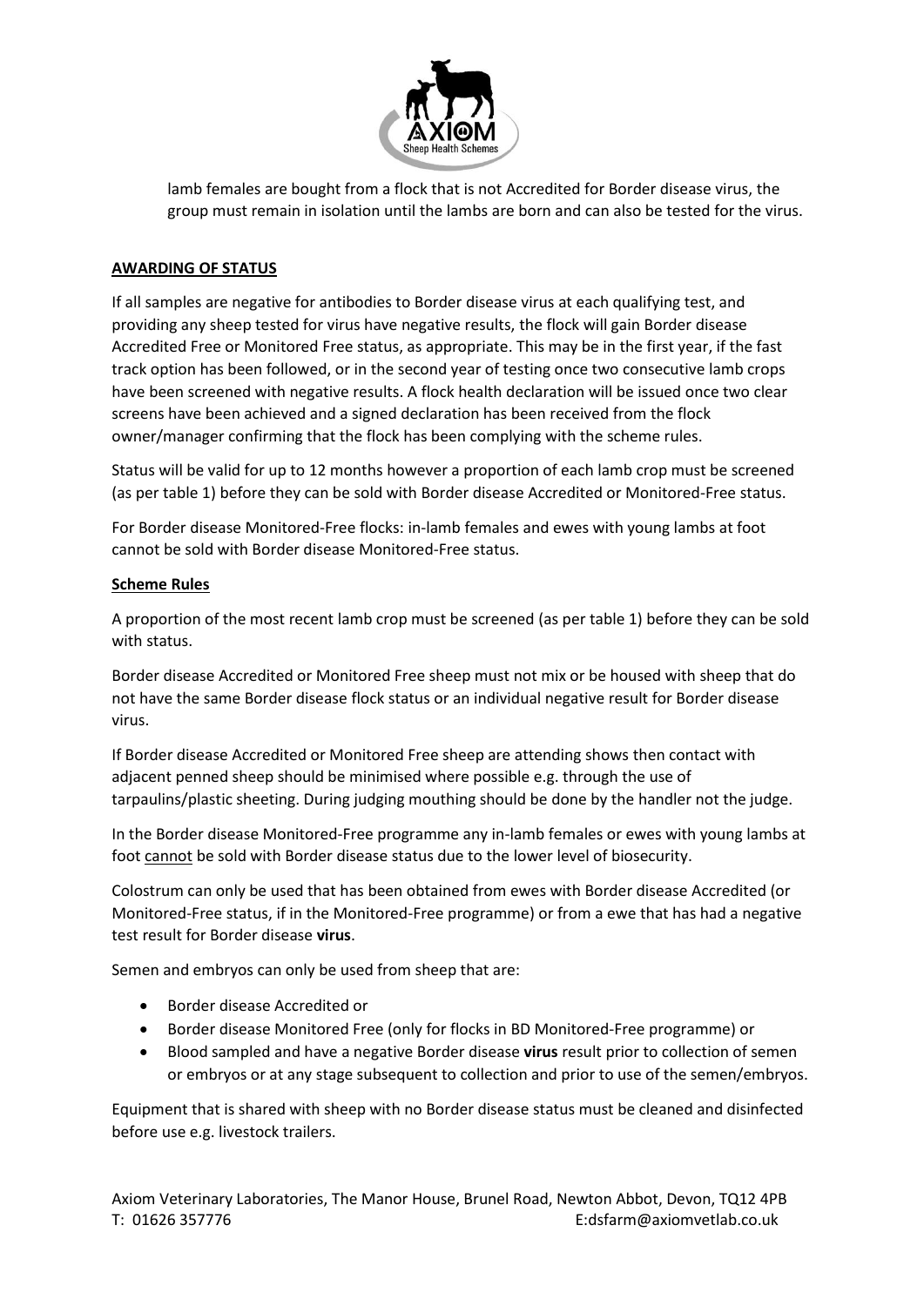lamb females are bought from a flock that is not Accredited for Border disease virus, the group must remain in isolation until the lambs are born and can also be tested for the virus.

**AWARDING OF STATUS**

If all samples are negative for antibodies to Border disease virus at each qualifying test, and providing any sheep tested for virus have negative results, the flock will gain Border disease Accredited Free or Monitored Free status, as appropriate. This may be in the first year, if the fast track option has been followed, or in the second year of testing once two consecutive lamb crops have been screened with negative results. A flock health declaration will be issued once two clear screens have been achieved and a signed declaration has been received from the flock owner/manager confirming that the flock has been complying with the scheme rules.

Status will be valid for up to 12 months however a proportion of each lamb crop must be screened (as per table 1) before they can be sold with Border disease Accredited or Monitored-Free status.

For Border disease Monitored-Free flocks: in-lamb females and ewes with young lambs at foot cannot be sold with Border disease Monitored-Free status.

**Scheme Rules**

A proportion of the most recent lamb crop must be screened (as per table 1) before they can be sold with status.

Border disease Accredited or Monitored Free sheep must not mix or be housed with sheep that do not have the same Border disease flock status or an individual negative result for Border disease virus.

If Border disease Accredited or Monitored Free sheep are attending shows then contact with adjacent penned sheep should be minimised where possible e.g. through the use of tarpaulins/plastic sheeting. During judging mouthing should be done by the handler not the judge.

In the Border disease Monitored-Free programme any in-lamb females or ewes with young lambs at foot cannot be sold with Border disease status due to the lower level of biosecurity.

Colostrum can only be used that has been obtained from ewes with Border disease Accredited (or Monitored-Free status, if in the Monitored-Free programme) or from a ewe that has had a negative test result for Border disease **virus**.

Semen and embryos can only be used from sheep that are:

- Border disease Accredited or
- Border disease Monitored Free (only for flocks in BD Monitored-Free programme) or
- Blood sampled and have a negative Border disease **virus** result prior to collection of semen or embryos or at any stage subsequent to collection and prior to use of the semen/embryos.

Equipment that is shared with sheep with no Border disease status must be cleaned and disinfected before use e.g. livestock trailers.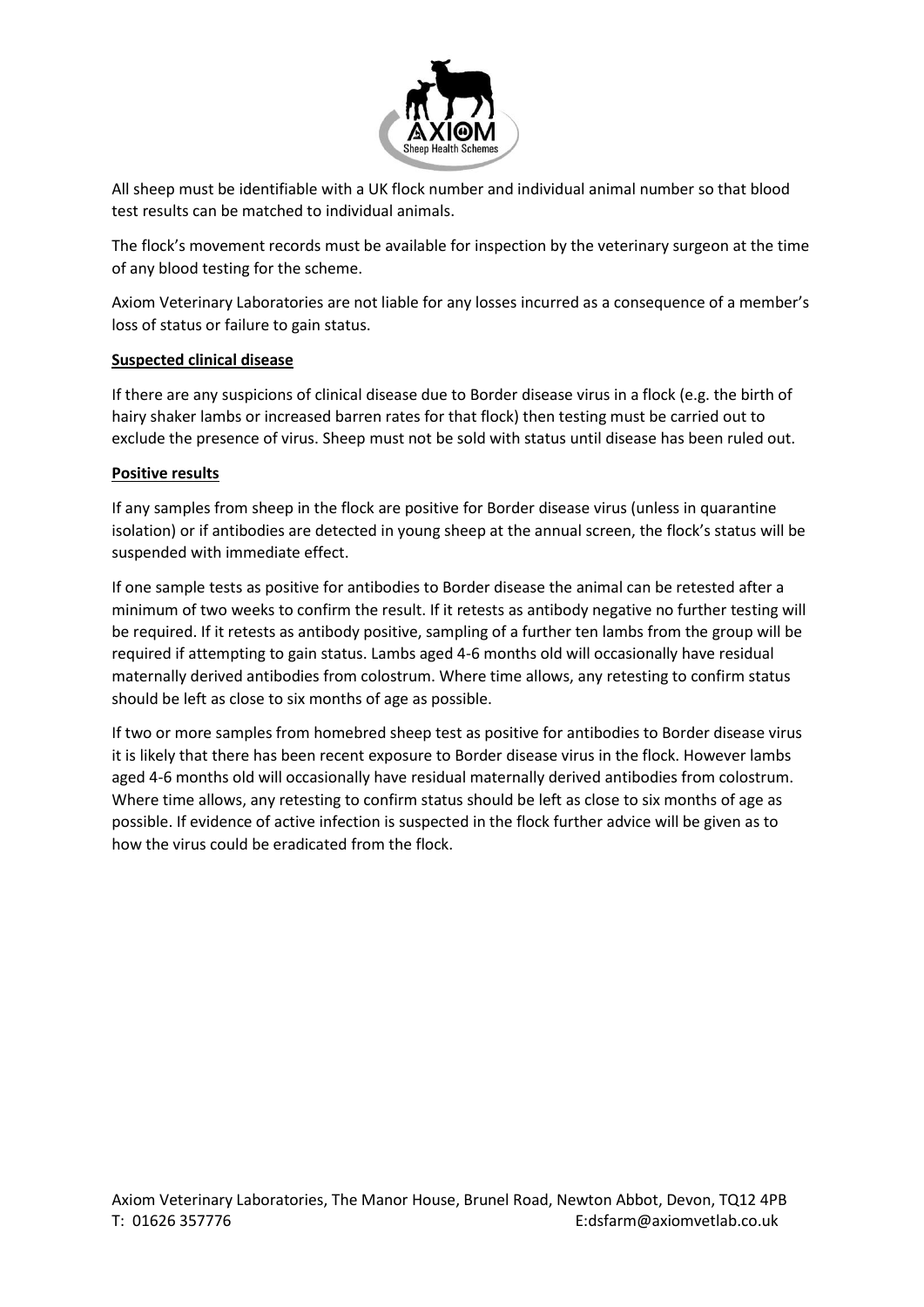All sheep must be identifiable with a UK flock number and individual animal number so that blood test results can be matched to individual animals.

The flock's movement records must be available for inspection by the veterinary surgeon at the time of any blood testing for the scheme.

Axiom Veterinary Laboratories are not liable for any losses incurred as a consequence of a member's loss of status or failure to gain status.

**Suspected clinical disease**

If there are any suspicions of clinical disease due to Border disease virus in a flock (e.g. the birth of hairy shaker lambs or increased barren rates for that flock) then testing must be carried out to exclude the presence of virus. Sheep must not be sold with status until disease has been ruled out.

**Positive results**

If any samples from sheep in the flock are positive for Border disease virus (unless in quarantine isolation) or if antibodies are detected in young sheep at the annual screen, the flock's status will be suspended with immediate effect.

If one sample tests as positive for antibodies to Border disease the animal can be retested after a minimum of two weeks to confirm the result. If it retests as antibody negative no further testing will be required. If it retests as antibody positive, sampling of a further ten lambs from the group will be required if attempting to gain status. Lambs aged 4-6 months old will occasionally have residual maternally derived antibodies from colostrum. Where time allows, any retesting to confirm status should be left as close to six months of age as possible.

If two or more samples from homebred sheep test as positive for antibodies to Border disease virus it is likely that there has been recent exposure to Border disease virus in the flock. However lambs aged 4-6 months old will occasionally have residual maternally derived antibodies from colostrum. Where time allows, any retesting to confirm status should be left as close to six months of age as possible. If evidence of active infection is suspected in the flock further advice will be given as to how the virus could be eradicated from the flock.